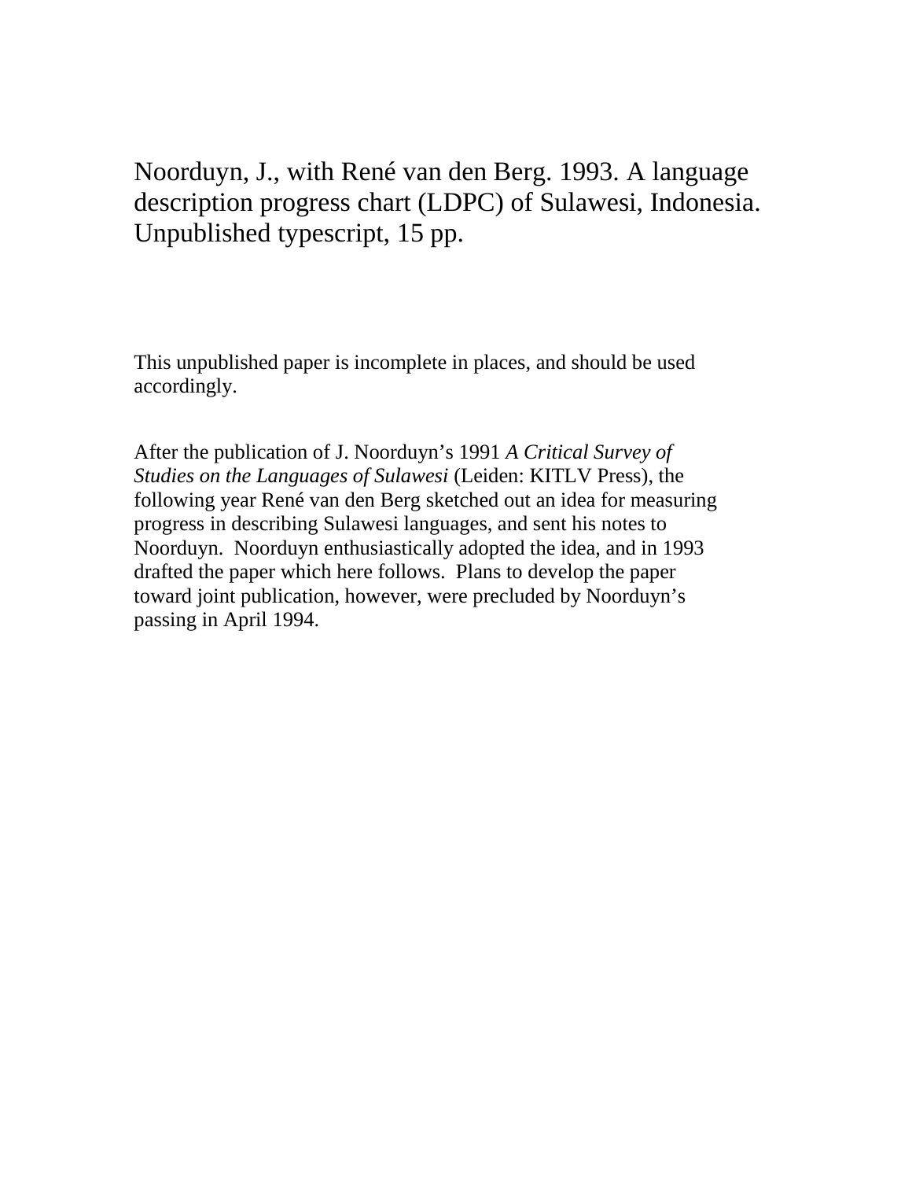Noorduyn, J., with René van den Berg. 1993. A language description progress chart (LDPC) of Sulawesi, Indonesia. Unpublished typescript, 15 pp.

This unpublished paper is incomplete in places, and should be used accordingly.

After the publication of J. Noorduyn's 1991 *A Critical Survey of Studies on the Languages of Sulawesi* (Leiden: KITLV Press), the following year René van den Berg sketched out an idea for measuring progress in describing Sulawesi languages, and sent his notes to Noorduyn. Noorduyn enthusiastically adopted the idea, and in 1993 drafted the paper which here follows. Plans to develop the paper toward joint publication, however, were precluded by Noorduyn's passing in April 1994.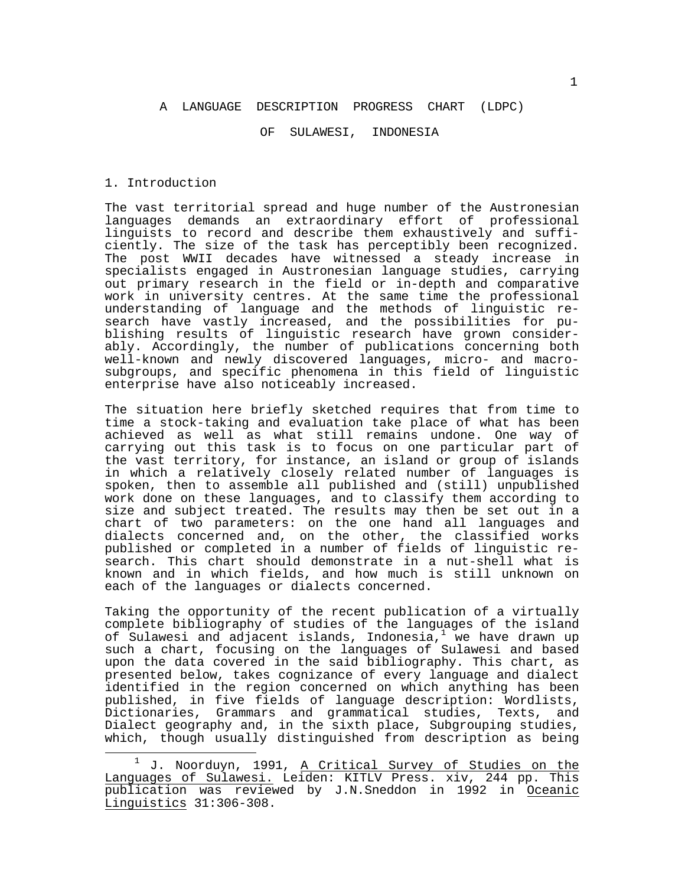# A LANGUAGE DESCRIPTION PROGRESS CHART (LDPC) OF SULAWESI, INDONESIA

## 1. Introduction

The vast territorial spread and huge number of the Austronesian languages demands an extraordinary effort of professional linguists to record and describe them exhaustively and sufficiently. The size of the task has perceptibly been recognized. The post WWII decades have witnessed a steady increase in specialists engaged in Austronesian language studies, carrying out primary research in the field or in-depth and comparative work in university centres. At the same time the professional understanding of language and the methods of linguistic research have vastly increased, and the possibilities for publishing results of linguistic research have grown considerably. Accordingly, the number of publications concerning both well-known and newly discovered languages, micro- and macro-subgroups, and specific phenomena in this field of linguistic enterprise have also noticeably increased.

The situation here briefly sketched requires that from time to time a stock-taking and evaluation take place of what has been achieved as well as what still remains undone. One way of carrying out this task is to focus on one particular part of the vast territory, for instance, an island or group of islands in which a relatively closely related number of languages is spoken, then to assemble all published and (still) unpublished work done on these languages, and to classify them according to size and subject treated. The results may then be set out in a chart of two parameters: on the one hand all languages and dialects concerned and, on the other, the classified works published or completed in a number of fields of linguistic research. This chart should demonstrate in a nut-shell what is known and in which fields, and how much is still unknown on each of the languages or dialects concerned.

Taking the opportunity of the recent publication of a virtually complete bibliography of studies of the languages of the island of Sulawesi and adjacent islands, Indonesia,[1] we have drawn up such a chart, focusing on the languages of Sulawesi and based upon the data covered in the said bibliography. This chart, as presented below, takes cognizance of every language and dialect identified in the region concerned on which anything has been published, in five fields of language description: Wordlists, Dictionaries, Grammars and grammatical studies, Texts, and Dialect geography and, in the sixth place, Subgrouping studies, which, though usually distinguished from description as being

[1] J. Noorduyn, 1991, A Critical Survey of Studies on the Languages of Sulawesi. Leiden: KITLV Press. xiv, 244 pp. This publication was reviewed by J.N.Sneddon in 1992 in Oceanic Linguistics 31:306-308.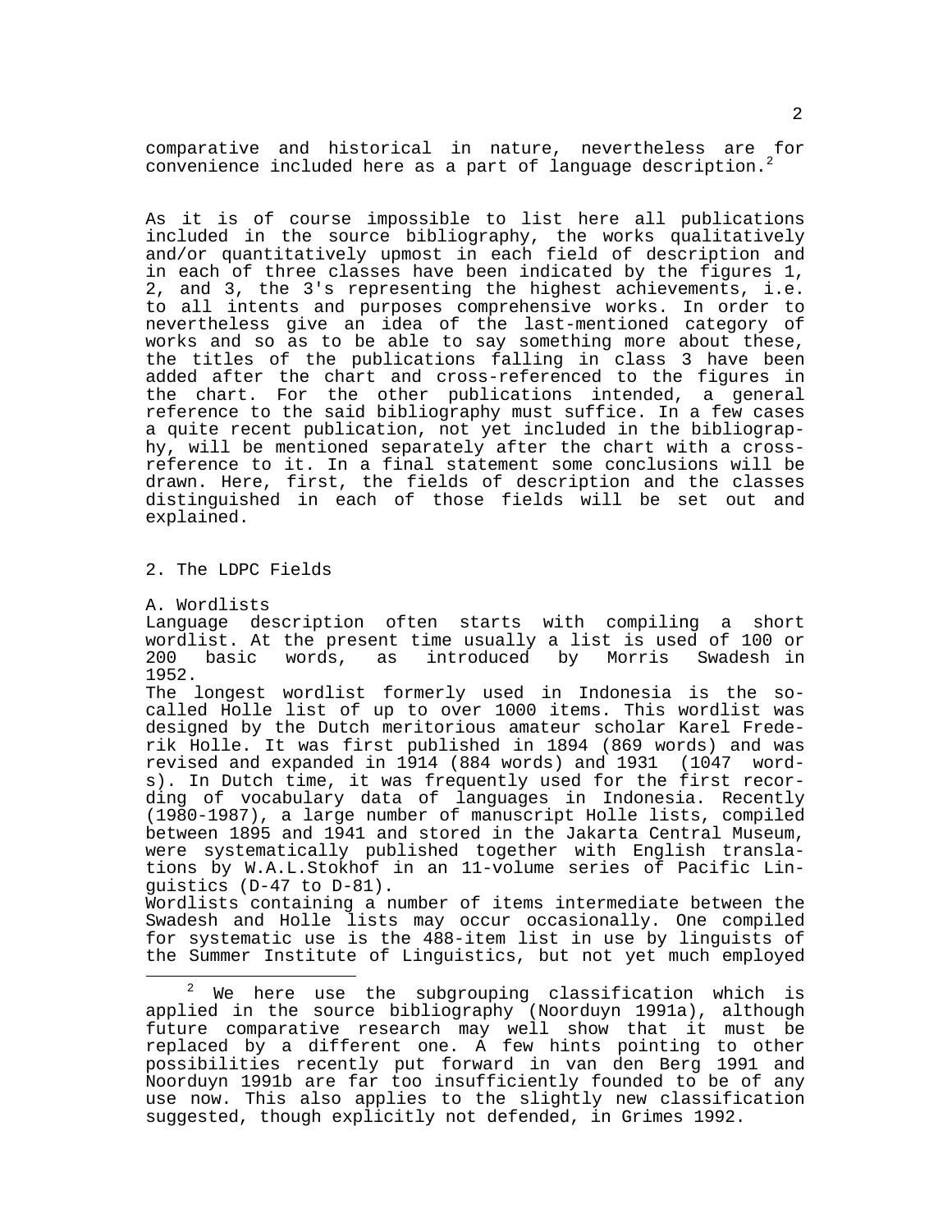comparative and historical in nature, nevertheless are for convenience included here as a part of language description.[2]

As it is of course impossible to list here all publications included in the source bibliography, the works qualitatively and/or quantitatively upmost in each field of description and in each of three classes have been indicated by the figures 1, 2, and 3, the 3's representing the highest achievements, i.e. to all intents and purposes comprehensive works. In order to nevertheless give an idea of the last-mentioned category of works and so as to be able to say something more about these, the titles of the publications falling in class 3 have been added after the chart and cross-referenced to the figures in the chart. For the other publications intended, a general reference to the said bibliography must suffice. In a few cases a quite recent publication, not yet included in the bibliography, will be mentioned separately after the chart with a cross-reference to it. In a final statement some conclusions will be drawn. Here, first, the fields of description and the classes distinguished in each of those fields will be set out and explained.

## 2. The LDPC Fields

### A. Wordlists

Language description often starts with compiling a short wordlist. At the present time usually a list is used of 100 or 200 basic words, as introduced by Morris Swadesh in 1952.

The longest wordlist formerly used in Indonesia is the so-called Holle list of up to over 1000 items. This wordlist was designed by the Dutch meritorious amateur scholar Karel Frederik Holle. It was first published in 1894 (869 words) and was revised and expanded in 1914 (884 words) and 1931 (1047 words). In Dutch time, it was frequently used for the first recording of vocabulary data of languages in Indonesia. Recently (1980-1987), a large number of manuscript Holle lists, compiled between 1895 and 1941 and stored in the Jakarta Central Museum, were systematically published together with English translations by W.A.L.Stokhof in an 11-volume series of Pacific Linguistics (D-47 to D-81).

Wordlists containing a number of items intermediate between the Swadesh and Holle lists may occur occasionally. One compiled for systematic use is the 488-item list in use by linguists of the Summer Institute of Linguistics, but not yet much employed

---

[2] We here use the subgrouping classification which is applied in the source bibliography (Noorduyn 1991a), although future comparative research may well show that it must be replaced by a different one. A few hints pointing to other possibilities recently put forward in van den Berg 1991 and Noorduyn 1991b are far too insufficiently founded to be of any use now. This also applies to the slightly new classification suggested, though explicitly not defended, in Grimes 1992.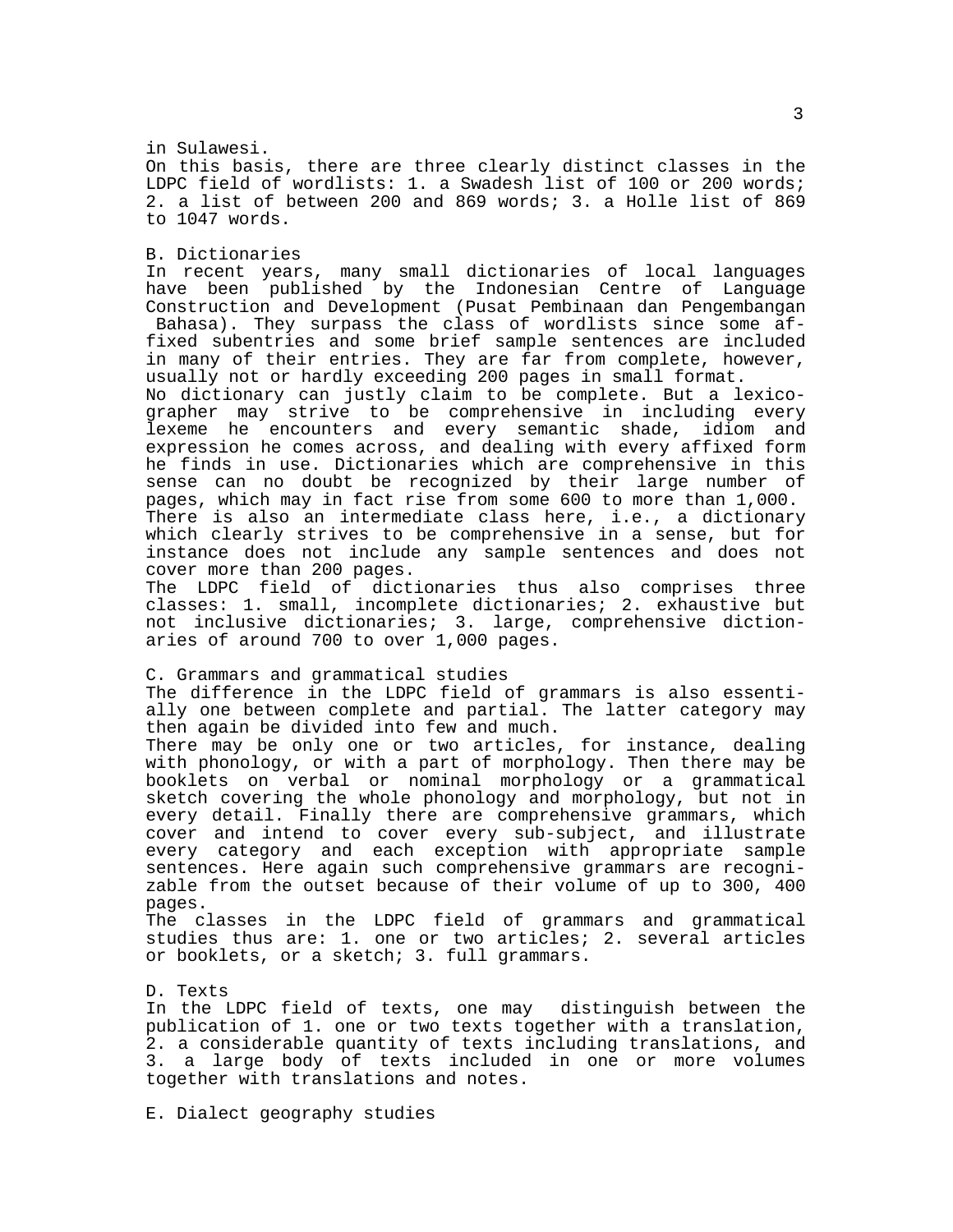in Sulawesi.

On this basis, there are three clearly distinct classes in the LDPC field of wordlists: 1. a Swadesh list of 100 or 200 words; 2. a list of between 200 and 869 words; 3. a Holle list of 869 to 1047 words.

B. Dictionaries

In recent years, many small dictionaries of local languages have been published by the Indonesian Centre of Language Construction and Development (Pusat Pembinaan dan Pengembangan Bahasa). They surpass the class of wordlists since some affixed subentries and some brief sample sentences are included in many of their entries. They are far from complete, however, usually not or hardly exceeding 200 pages in small format.

No dictionary can justly claim to be complete. But a lexicographer may strive to be comprehensive in including every lexeme he encounters and every semantic shade, idiom and expression he comes across, and dealing with every affixed form he finds in use. Dictionaries which are comprehensive in this sense can no doubt be recognized by their large number of pages, which may in fact rise from some 600 to more than 1,000.

There is also an intermediate class here, i.e., a dictionary which clearly strives to be comprehensive in a sense, but for instance does not include any sample sentences and does not cover more than 200 pages.

The LDPC field of dictionaries thus also comprises three classes: 1. small, incomplete dictionaries; 2. exhaustive but not inclusive dictionaries; 3. large, comprehensive dictionaries of around 700 to over 1,000 pages.

C. Grammars and grammatical studies

The difference in the LDPC field of grammars is also essentially one between complete and partial. The latter category may then again be divided into few and much.

There may be only one or two articles, for instance, dealing with phonology, or with a part of morphology. Then there may be booklets on verbal or nominal morphology or a grammatical sketch covering the whole phonology and morphology, but not in every detail. Finally there are comprehensive grammars, which cover and intend to cover every sub-subject, and illustrate every category and each exception with appropriate sample sentences. Here again such comprehensive grammars are recognizable from the outset because of their volume of up to 300, 400 pages.

The classes in the LDPC field of grammars and grammatical studies thus are: 1. one or two articles; 2. several articles or booklets, or a sketch; 3. full grammars.

D. Texts

In the LDPC field of texts, one may distinguish between the publication of 1. one or two texts together with a translation, 2. a considerable quantity of texts including translations, and 3. a large body of texts included in one or more volumes together with translations and notes.

E. Dialect geography studies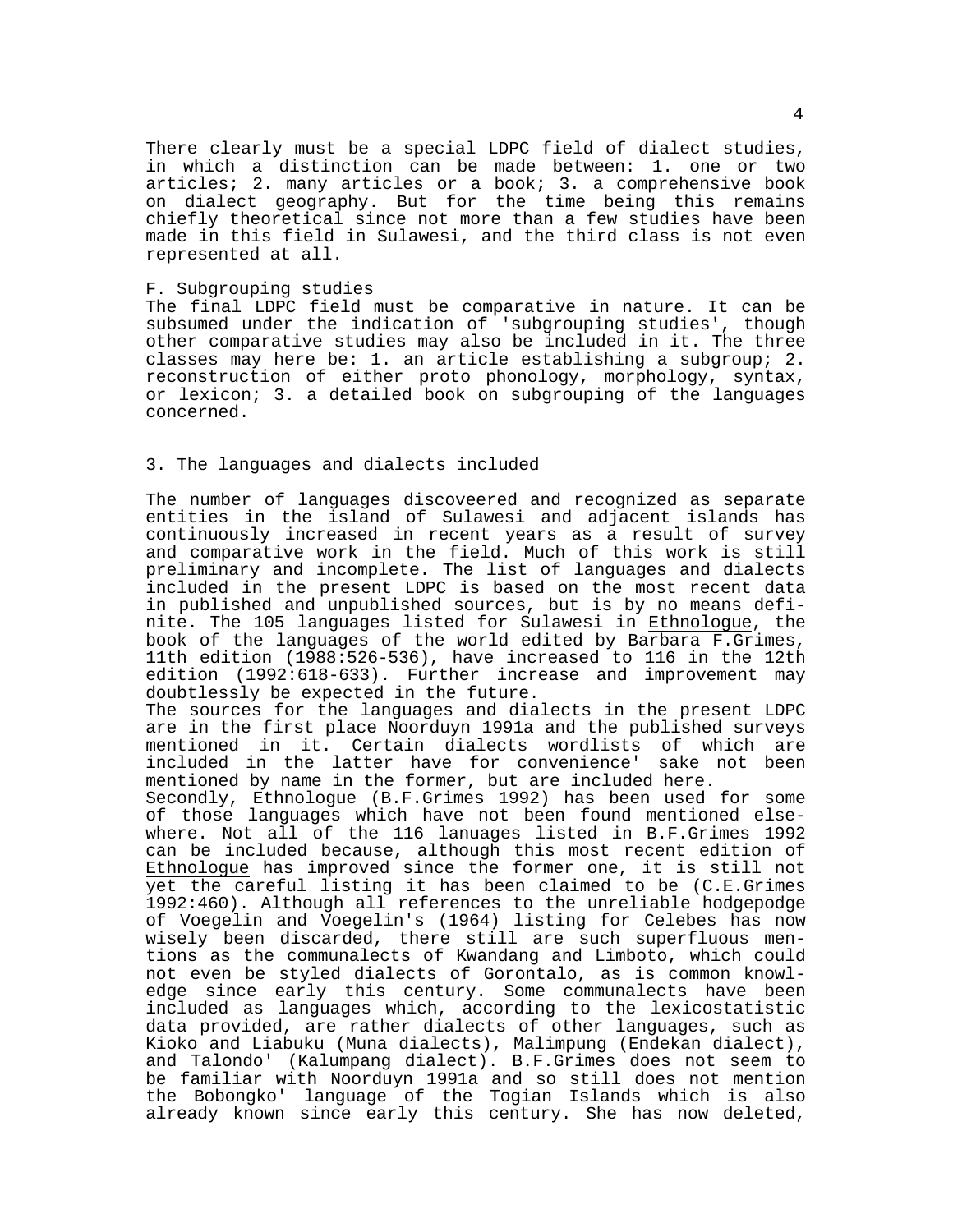There clearly must be a special LDPC field of dialect studies, in which a distinction can be made between: 1. one or two articles; 2. many articles or a book; 3. a comprehensive book on dialect geography. But for the time being this remains chiefly theoretical since not more than a few studies have been made in this field in Sulawesi, and the third class is not even represented at all.

F. Subgrouping studies

The final LDPC field must be comparative in nature. It can be subsumed under the indication of 'subgrouping studies', though other comparative studies may also be included in it. The three classes may here be: 1. an article establishing a subgroup; 2. reconstruction of either proto phonology, morphology, syntax, or lexicon; 3. a detailed book on subgrouping of the languages concerned.

## 3. The languages and dialects included

The number of languages discoveered and recognized as separate entities in the island of Sulawesi and adjacent islands has continuously increased in recent years as a result of survey and comparative work in the field. Much of this work is still preliminary and incomplete. The list of languages and dialects included in the present LDPC is based on the most recent data in published and unpublished sources, but is by no means definite. The 105 languages listed for Sulawesi in Ethnologue, the book of the languages of the world edited by Barbara F.Grimes, 11th edition (1988:526-536), have increased to 116 in the 12th edition (1992:618-633). Further increase and improvement may doubtlessly be expected in the future.

The sources for the languages and dialects in the present LDPC are in the first place Noorduyn 1991a and the published surveys mentioned in it. Certain dialects wordlists of which are included in the latter have for convenience' sake not been mentioned by name in the former, but are included here.

Secondly, Ethnologue (B.F.Grimes 1992) has been used for some of those languages which have not been found mentioned elsewhere. Not all of the 116 lanuages listed in B.F.Grimes 1992 can be included because, although this most recent edition of Ethnologue has improved since the former one, it is still not yet the careful listing it has been claimed to be (C.E.Grimes 1992:460). Although all references to the unreliable hodgepodge of Voegelin and Voegelin's (1964) listing for Celebes has now wisely been discarded, there still are such superfluous mentions as the communalects of Kwandang and Limboto, which could not even be styled dialects of Gorontalo, as is common knowledge since early this century. Some communalects have been included as languages which, according to the lexicostatistic data provided, are rather dialects of other languages, such as Kioko and Liabuku (Muna dialects), Malimpung (Endekan dialect), and Talondo' (Kalumpang dialect). B.F.Grimes does not seem to be familiar with Noorduyn 1991a and so still does not mention the Bobongko' language of the Togian Islands which is also already known since early this century. She has now deleted,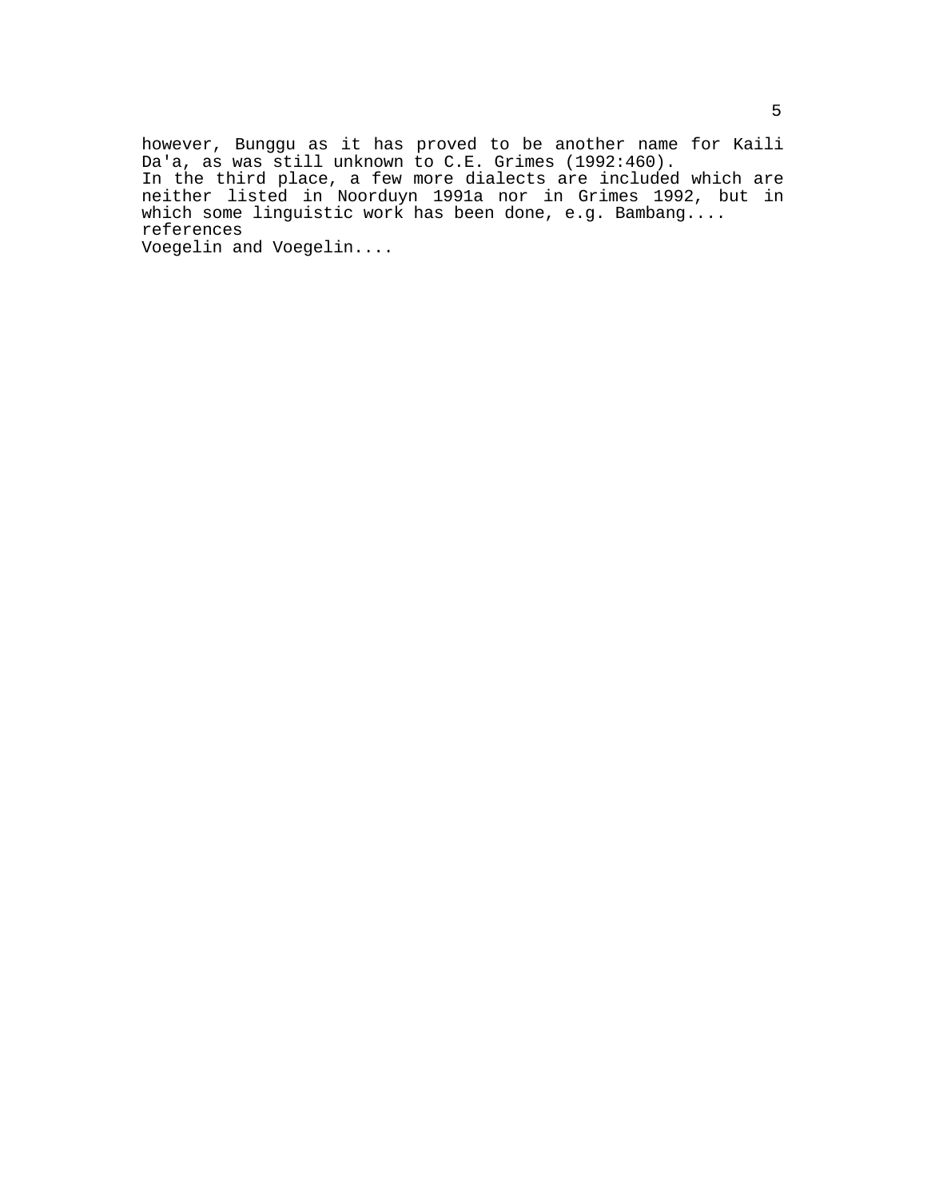however, Bunggu as it has proved to be another name for Kaili Da'a, as was still unknown to C.E. Grimes (1992:460).

In the third place, a few more dialects are included which are neither listed in Noorduyn 1991a nor in Grimes 1992, but in which some linguistic work has been done, e.g. Bambang....

references

Voegelin and Voegelin....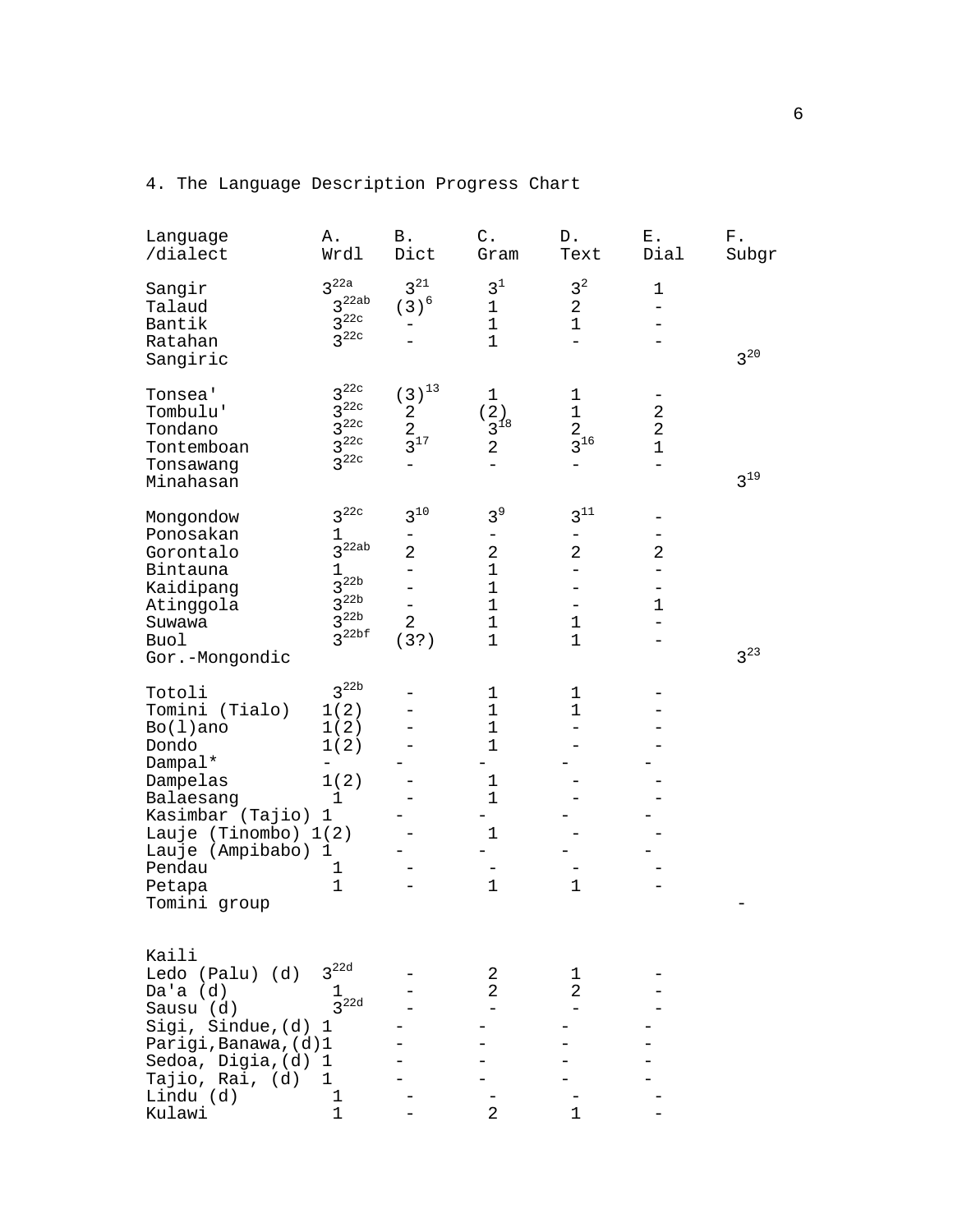## 4. The Language Description Progress Chart

| Language /dialect | A. Wrdl | B. Dict | C. Gram | D. Text | E. Dial | F. Subgr |
|---|---|---|---|---|---|---|
| Sangir | 3[22a] | 3[21] | 3[1] | 3[2] | 1 | |
| Talaud | 3[22ab] | (3)[6] | 1 | 2 | - | |
| Bantik | 3[22c] | - | 1 | 1 | - | |
| Ratahan | 3[22c] | - | 1 | - | - | |
| Sangiric | | | | | | 3[20] |
| Tonsea' | 3[22c] | (3)[13] | 1 | 1 | - | |
| Tombulu' | 3[22c] | 2 | (2) | 1 | 2 | |
| Tondano | 3[22c] | 2 | 3[18] | 2 | 2 | |
| Tontemboan | 3[22c] | 3[17] | 2 | 3[16] | 1 | |
| Tonsawang | 3[22c] | - | - | - | - | |
| Minahasan | | | | | | 3[19] |
| Mongondow | 3[22c] | 3[10] | 3[9] | 3[11] | - | |
| Ponosakan | 1 | - | - | - | - | |
| Gorontalo | 3[22ab] | 2 | 2 | 2 | 2 | |
| Bintauna | 1 | - | 1 | - | - | |
| Kaidipang | 3[22b] | - | 1 | - | - | |
| Atinggola | 3[22b] | - | 1 | - | 1 | |
| Suwawa | 3[22b] | 2 | 1 | 1 | - | |
| Buol | 3[22bf] | (3?) | 1 | 1 | - | |
| Gor.-Mongondic | | | | | | 3[23] |
| Totoli | 3[22b] | - | 1 | 1 | - | |
| Tomini (Tialo) | 1(2) | - | 1 | 1 | - | |
| Bo(l)ano | 1(2) | - | 1 | - | - | |
| Dondo | 1(2) | - | 1 | - | - | |
| Dampal* | - | - | - | - | - | |
| Dampelas | 1(2) | - | 1 | - | - | |
| Balaesang | 1 | - | 1 | - | - | |
| Kasimbar (Tajio) | 1 | - | - | - | - | |
| Lauje (Tinombo) | 1(2) | - | 1 | - | - | |
| Lauje (Ampibabo) | 1 | - | - | - | - | |
| Pendau | 1 | - | - | - | - | |
| Petapa | 1 | - | 1 | 1 | - | |
| Tomini group | | | | | | - |
| Kaili | | | | | | |
| Ledo (Palu) (d) | 3[22d] | - | 2 | 1 | - | |
| Da'a (d) | 1 | - | 2 | 2 | - | |
| Sausu (d) | 3[22d] | - | - | - | - | |
| Sigi, Sindue,(d) | 1 | - | - | - | - | |
| Parigi,Banawa,(d) | 1 | - | - | - | - | |
| Sedoa, Digia,(d) | 1 | - | - | - | - | |
| Tajio, Rai, (d) | 1 | - | - | - | - | |
| Lindu (d) | 1 | - | - | - | - | |
| Kulawi | 1 | - | 2 | 1 | - | |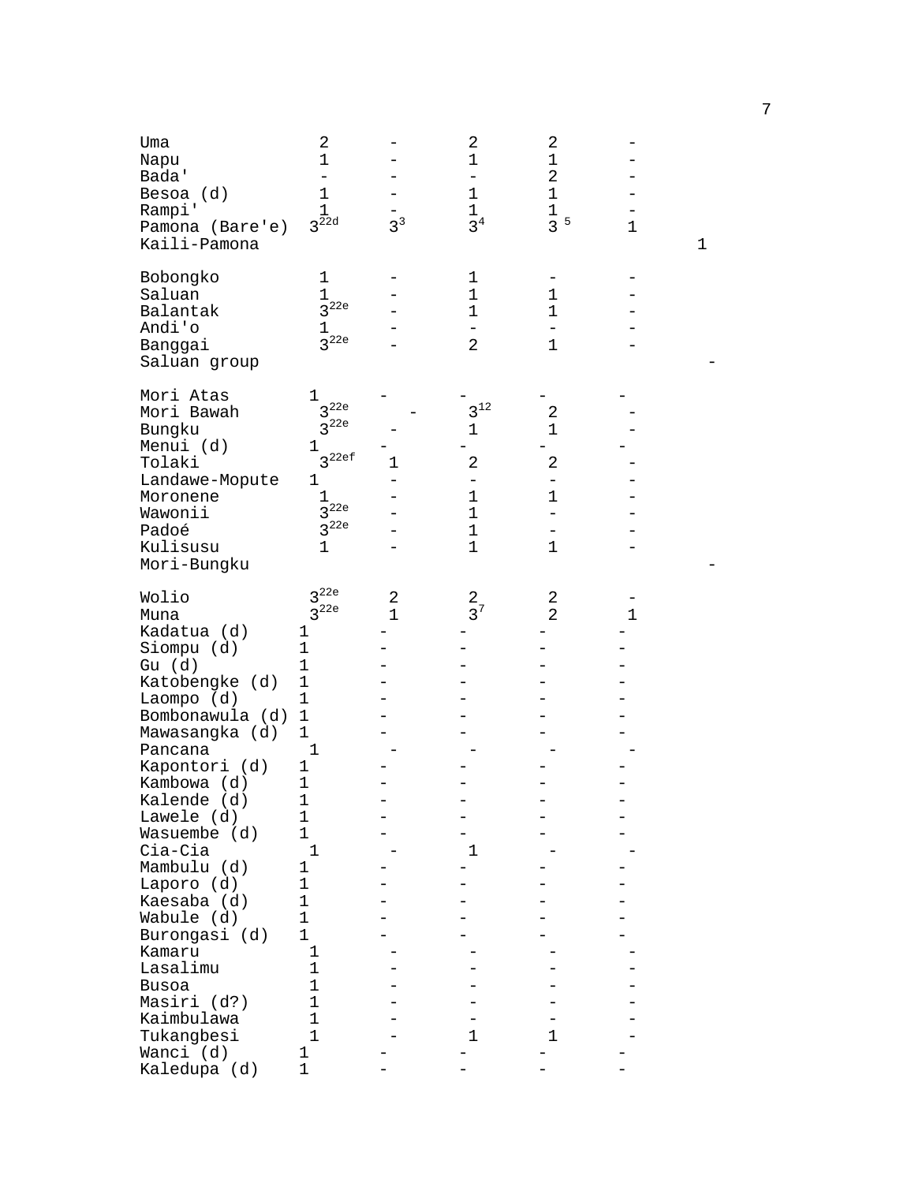| | | | | | | |
|---|---|---|---|---|---|---|
| Uma | 2 | - | 2 | 2 | - | |
| Napu | 1 | - | 1 | 1 | - | |
| Bada' | - | - | - | 2 | - | |
| Besoa (d) | 1 | - | 1 | 1 | - | |
| Rampi' | 1 | - | 1 | 1 | - | |
| Pamona (Bare'e) | 3[22d] | 3[3] | 3[4] | 3[5] | 1 | |
| Kaili-Pamona | | | | | | 1 |
| | | | | | | |
| Bobongko | 1 | - | 1 | - | - | |
| Saluan | 1 | - | 1 | 1 | - | |
| Balantak | 3[22e] | - | 1 | 1 | - | |
| Andi'o | 1 | - | - | - | - | |
| Banggai | 3[22e] | - | 2 | 1 | - | |
| Saluan group | | | | | | - |
| | | | | | | |
| Mori Atas | 1 | - | - | - | - | |
| Mori Bawah | 3[22e] | - | 3[12] | 2 | - | |
| Bungku | 3[22e] | - | 1 | 1 | - | |
| Menui (d) | 1 | - | - | - | - | |
| Tolaki | 3[22ef] | 1 | 2 | 2 | - | |
| Landawe-Mopute | 1 | - | - | - | - | |
| Moronene | 1 | - | 1 | 1 | - | |
| Wawonii | 3[22e] | - | 1 | - | - | |
| Padoé | 3[22e] | - | 1 | - | - | |
| Kulisusu | 1 | - | 1 | 1 | - | |
| Mori-Bungku | | | | | | - |
| | | | | | | |
| Wolio | 3[22e] | 2 | 2 | 2 | - | |
| Muna | 3[22e] | 1 | 3[7] | 2 | 1 | |
| Kadatua (d) | 1 | - | - | - | - | |
| Siompu (d) | 1 | - | - | - | - | |
| Gu (d) | 1 | - | - | - | - | |
| Katobengke (d) | 1 | - | - | - | - | |
| Laompo (d) | 1 | - | - | - | - | |
| Bombonawula (d) | 1 | - | - | - | - | |
| Mawasangka (d) | 1 | - | - | - | - | |
| Pancana | 1 | - | - | - | - | |
| Kapontori (d) | 1 | - | - | - | - | |
| Kambowa (d) | 1 | - | - | - | - | |
| Kalende (d) | 1 | - | - | - | - | |
| Lawele (d) | 1 | - | - | - | - | |
| Wasuembe (d) | 1 | - | - | - | - | |
| Cia-Cia | 1 | - | 1 | - | - | |
| Mambulu (d) | 1 | - | - | - | - | |
| Laporo (d) | 1 | - | - | - | - | |
| Kaesaba (d) | 1 | - | - | - | - | |
| Wabule (d) | 1 | - | - | - | - | |
| Burongasi (d) | 1 | - | - | - | - | |
| Kamaru | 1 | - | - | - | - | |
| Lasalimu | 1 | - | - | - | - | |
| Busoa | 1 | - | - | - | - | |
| Masiri (d?) | 1 | - | - | - | - | |
| Kaimbulawa | 1 | - | - | - | - | |
| Tukangbesi | 1 | - | 1 | 1 | - | |
| Wanci (d) | 1 | - | - | - | - | |
| Kaledupa (d) | 1 | - | - | - | - | |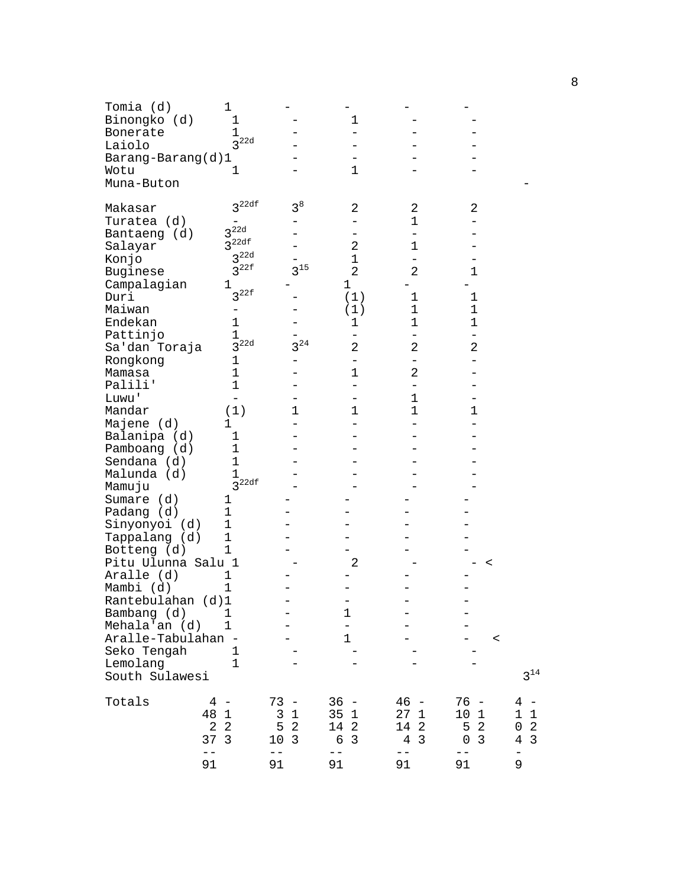| | | | | | | |
|---|---|---|---|---|---|---|
| Tomia (d) | 1 | - | - | - | - | |
| Binongko (d) | 1 | - | 1 | - | - | |
| Bonerate | 1 | - | - | - | - | |
| Laiolo | 3[22d] | - | - | - | - | |
| Barang-Barang(d) | 1 | - | - | - | - | |
| Wotu | 1 | - | 1 | - | - | |
| Muna-Buton | | | | | | - |
| Makasar | 3[22df] | 3[8] | 2 | 2 | 2 | |
| Turatea (d) | - | - | - | 1 | - | |
| Bantaeng (d) | 3[22d] | - | - | - | - | |
| Salayar | 3[22df] | - | 2 | 1 | - | |
| Konjo | 3[22d] | - | 1 | - | - | |
| Buginese | 3[22f] | 3[15] | 2 | 2 | 1 | |
| Campalagian | 1 | - | 1 | - | - | |
| Duri | 3[22f] | - | (1) | 1 | 1 | |
| Maiwan | - | - | (1) | 1 | 1 | |
| Endekan | 1 | - | 1 | 1 | 1 | |
| Pattinjo | 1 | - | - | - | - | |
| Sa'dan Toraja | 3[22d] | 3[24] | 2 | 2 | 2 | |
| Rongkong | 1 | - | - | - | - | |
| Mamasa | 1 | - | 1 | 2 | - | |
| Palili' | 1 | - | - | - | - | |
| Luwu' | - | - | - | 1 | - | |
| Mandar | (1) | 1 | 1 | 1 | 1 | |
| Majene (d) | 1 | - | - | - | - | |
| Balanipa (d) | 1 | - | - | - | - | |
| Pamboang (d) | 1 | - | - | - | - | |
| Sendana (d) | 1 | - | - | - | - | |
| Malunda (d) | 1 | - | - | - | - | |
| Mamuju | 3[22df] | - | - | - | - | |
| Sumare (d) | 1 | - | - | - | - | |
| Padang (d) | 1 | - | - | - | - | |
| Sinyonyoi (d) | 1 | - | - | - | - | |
| Tappalang (d) | 1 | - | - | - | - | |
| Botteng (d) | 1 | - | - | - | - | |
| Pitu Ulunna Salu | 1 | - | 2 | - | - < | |
| Aralle (d) | 1 | - | - | - | - | |
| Mambi (d) | 1 | - | - | - | - | |
| Rantebulahan (d) | 1 | - | - | - | - | |
| Bambang (d) | 1 | - | 1 | - | - | |
| Mehala'an (d) | 1 | - | - | - | - | |
| Aralle-Tabulahan | - | - | 1 | - | - < | |
| Seko Tengah | 1 | - | - | - | - | |
| Lemolang | 1 | - | - | - | - | |
| South Sulawesi | | | | | | 3[14] |
| Totals | 4 - | 73 - | 36 - | 46 - | 76 - | 4 - |
| | 48 1 | 3 1 | 35 1 | 27 1 | 10 1 | 1 1 |
| | 2 2 | 5 2 | 14 2 | 14 2 | 5 2 | 0 2 |
| | 37 3 | 10 3 | 6 3 | 4 3 | 0 3 | 4 3 |
| | 91 | 91 | 91 | 91 | 91 | 9 |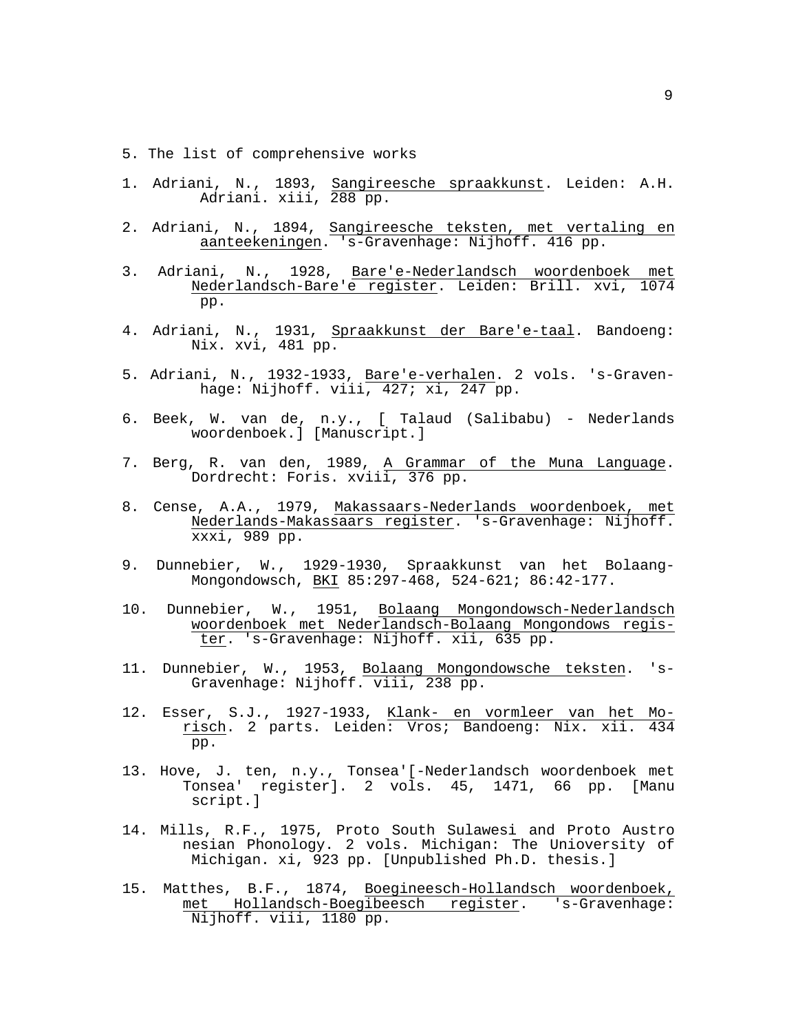5. The list of comprehensive works

1. Adriani, N., 1893, _Sangireesche spraakkunst_. Leiden: A.H. Adriani. xiii, 288 pp.

2. Adriani, N., 1894, _Sangireesche teksten, met vertaling en aanteekeningen_. 's-Gravenhage: Nijhoff. 416 pp.

3. Adriani, N., 1928, _Bare'e-Nederlandsch woordenboek met Nederlandsch-Bare'e register_. Leiden: Brill. xvi, 1074 pp.

4. Adriani, N., 1931, _Spraakkunst der Bare'e-taal_. Bandoeng: Nix. xvi, 481 pp.

5. Adriani, N., 1932-1933, _Bare'e-verhalen_. 2 vols. 's-Gravenhage: Nijhoff. viii, 427; xi, 247 pp.

6. Beek, W. van de, n.y., [ Talaud (Salibabu) - Nederlands woordenboek.] [Manuscript.]

7. Berg, R. van den, 1989, _A Grammar of the Muna Language_. Dordrecht: Foris. xviii, 376 pp.

8. Cense, A.A., 1979, _Makassaars-Nederlands woordenboek, met Nederlands-Makassaars register_. 's-Gravenhage: Nijhoff. xxxi, 989 pp.

9. Dunnebier, W., 1929-1930, Spraakkunst van het Bolaang-Mongondowsch, _BKI_ 85:297-468, 524-621; 86:42-177.

10. Dunnebier, W., 1951, _Bolaang Mongondowsch-Nederlandsch woordenboek met Nederlandsch-Bolaang Mongondows register_. 's-Gravenhage: Nijhoff. xii, 635 pp.

11. Dunnebier, W., 1953, _Bolaang Mongondowsche teksten_. 's-Gravenhage: Nijhoff. viii, 238 pp.

12. Esser, S.J., 1927-1933, _Klank- en vormleer van het Morisch_. 2 parts. Leiden: Vros; Bandoeng: Nix. xii. 434 pp.

13. Hove, J. ten, n.y., Tonsea'[-Nederlandsch woordenboek met Tonsea' register]. 2 vols. 45, 1471, 66 pp. [Manu script.]

14. Mills, R.F., 1975, Proto South Sulawesi and Proto Austro nesian Phonology. 2 vols. Michigan: The Unioversity of Michigan. xi, 923 pp. [Unpublished Ph.D. thesis.]

15. Matthes, B.F., 1874, _Boegineesch-Hollandsch woordenboek, met Hollandsch-Boegibeesch register_. 's-Gravenhage: Nijhoff. viii, 1180 pp.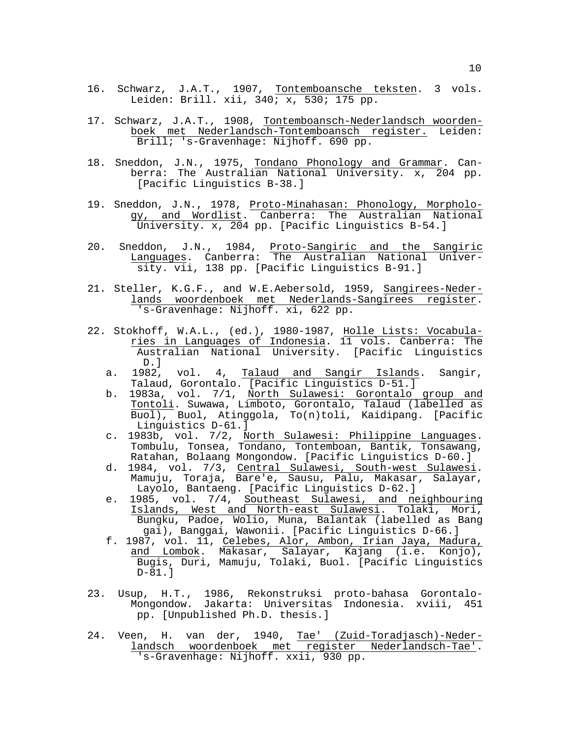16. Schwarz, J.A.T., 1907, _Tontemboansche teksten_. 3 vols. Leiden: Brill. xii, 340; x, 530; 175 pp.

17. Schwarz, J.A.T., 1908, _Tontemboansch-Nederlandsch woordenboek met Nederlandsch-Tontemboansch register._ Leiden: Brill; 's-Gravenhage: Nijhoff. 690 pp.

18. Sneddon, J.N., 1975, _Tondano Phonology and Grammar_. Canberra: The Australian National University. x, 204 pp. [Pacific Linguistics B-38.]

19. Sneddon, J.N., 1978, _Proto-Minahasan: Phonology, Morphology, and Wordlist_. Canberra: The Australian National University. x, 204 pp. [Pacific Linguistics B-54.]

20. Sneddon, J.N., 1984, _Proto-Sangiric and the Sangiric Languages_. Canberra: The Australian National University. vii, 138 pp. [Pacific Linguistics B-91.]

21. Steller, K.G.F., and W.E.Aebersold, 1959, _Sangirees-Nederlands woordenboek met Nederlands-Sangirees register_. 's-Gravenhage: Nijhoff. xi, 622 pp.

22. Stokhoff, W.A.L., (ed.), 1980-1987, _Holle Lists: Vocabularies in Languages of Indonesia_. 11 vols. Canberra: The Australian National University. [Pacific Linguistics D.]
    a. 1982, vol. 4, _Talaud and Sangir Islands_. Sangir, Talaud, Gorontalo. [Pacific Linguistics D-51.]
    b. 1983a, vol. 7/1, _North Sulawesi: Gorontalo group and Tontoli_. Suwawa, Limboto, Gorontalo, Talaud (labelled as Buol), Buol, Atinggola, To(n)toli, Kaidipang. [Pacific Linguistics D-61.]
    c. 1983b, vol. 7/2, _North Sulawesi: Philippine Languages_. Tombulu, Tonsea, Tondano, Tontemboan, Bantik, Tonsawang, Ratahan, Bolaang Mongondow. [Pacific Linguistics D-60.]
    d. 1984, vol. 7/3, _Central Sulawesi, South-west Sulawesi_. Mamuju, Toraja, Bare'e, Sausu, Palu, Makasar, Salayar, Layolo, Bantaeng. [Pacific Linguistics D-62.]
    e. 1985, vol. 7/4, _Southeast Sulawesi, and neighbouring Islands, West and North-east Sulawesi_. Tolaki, Mori, Bungku, Padoe, Wolio, Muna, Balantak (labelled as Bang gai), Banggai, Wawonii. [Pacific Linguistics D-66.]
    f. 1987, vol. 11, _Celebes, Alor, Ambon, Irian Jaya, Madura, and Lombok_. Makasar, Salayar, Kajang (i.e. Konjo), Bugis, Duri, Mamuju, Tolaki, Buol. [Pacific Linguistics D-81.]

23. Usup, H.T., 1986, Rekonstruksi proto-bahasa Gorontalo-Mongondow. Jakarta: Universitas Indonesia. xviii, 451 pp. [Unpublished Ph.D. thesis.]

24. Veen, H. van der, 1940, _Tae' (Zuid-Toradjasch)-Nederlandsch woordenboek met register Nederlandsch-Tae'_. 's-Gravenhage: Nijhoff. xxii, 930 pp.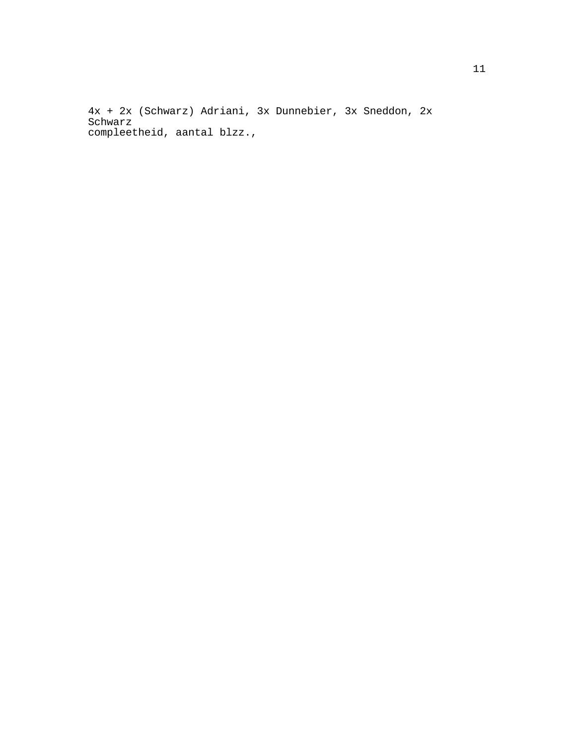4x + 2x (Schwarz) Adriani, 3x Dunnebier, 3x Sneddon, 2x Schwarz
compleetheid, aantal blzz.,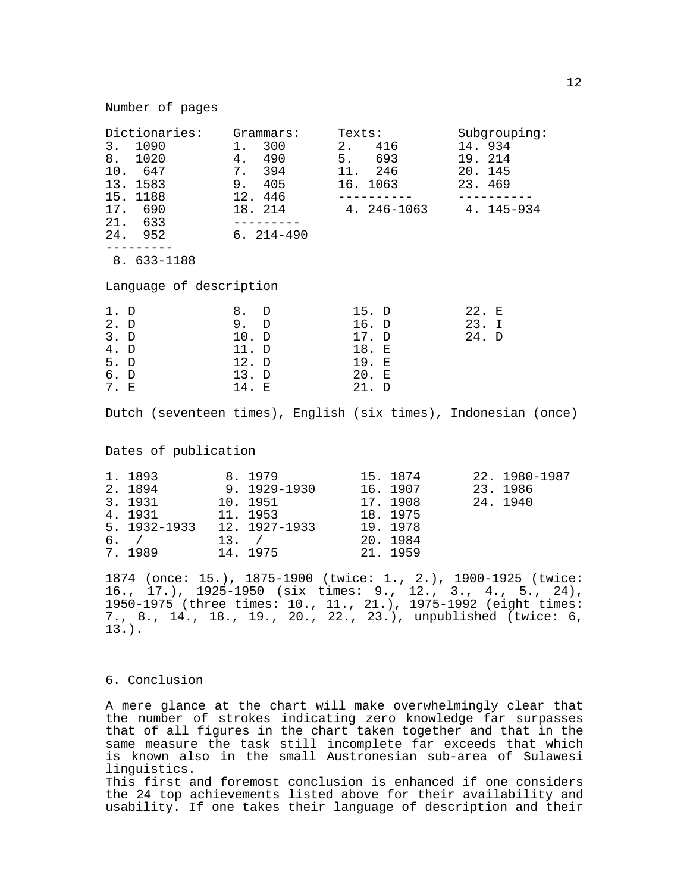Number of pages

| Dictionaries: | Grammars: | Texts: | Subgrouping: |
|---|---|---|---|
| 3. 1090 | 1. 300 | 2. 416 | 14. 934 |
| 8. 1020 | 4. 490 | 5. 693 | 19. 214 |
| 10. 647 | 7. 394 | 11. 246 | 20. 145 |
| 13. 1583 | 9. 405 | 16. 1063 | 23. 469 |
| 15. 1188 | 12. 446 | ---------- | ---------- |
| 17. 690 | 18. 214 | 4. 246-1063 | 4. 145-934 |
| 21. 633 | --------- | | |
| 24. 952 | 6. 214-490 | | |
| --------- | | | |
| 8. 633-1188 | | | |

Language of description

| | | | |
|---|---|---|---|
| 1. D | 8. D | 15. D | 22. E |
| 2. D | 9. D | 16. D | 23. I |
| 3. D | 10. D | 17. D | 24. D |
| 4. D | 11. D | 18. E | |
| 5. D | 12. D | 19. E | |
| 6. D | 13. D | 20. E | |
| 7. E | 14. E | 21. D | |

Dutch (seventeen times), English (six times), Indonesian (once)

Dates of publication

| | | | |
|---|---|---|---|
| 1. 1893 | 8. 1979 | 15. 1874 | 22. 1980-1987 |
| 2. 1894 | 9. 1929-1930 | 16. 1907 | 23. 1986 |
| 3. 1931 | 10. 1951 | 17. 1908 | 24. 1940 |
| 4. 1931 | 11. 1953 | 18. 1975 | |
| 5. 1932-1933 | 12. 1927-1933 | 19. 1978 | |
| 6. / | 13. / | 20. 1984 | |
| 7. 1989 | 14. 1975 | 21. 1959 | |

1874 (once: 15.), 1875-1900 (twice: 1., 2.), 1900-1925 (twice: 16., 17.), 1925-1950 (six times: 9., 12., 3., 4., 5., 24), 1950-1975 (three times: 10., 11., 21.), 1975-1992 (eight times: 7., 8., 14., 18., 19., 20., 22., 23.), unpublished (twice: 6, 13.).

## 6. Conclusion

A mere glance at the chart will make overwhelmingly clear that the number of strokes indicating zero knowledge far surpasses that of all figures in the chart taken together and that in the same measure the task still incomplete far exceeds that which is known also in the small Austronesian sub-area of Sulawesi linguistics.
This first and foremost conclusion is enhanced if one considers the 24 top achievements listed above for their availability and usability. If one takes their language of description and their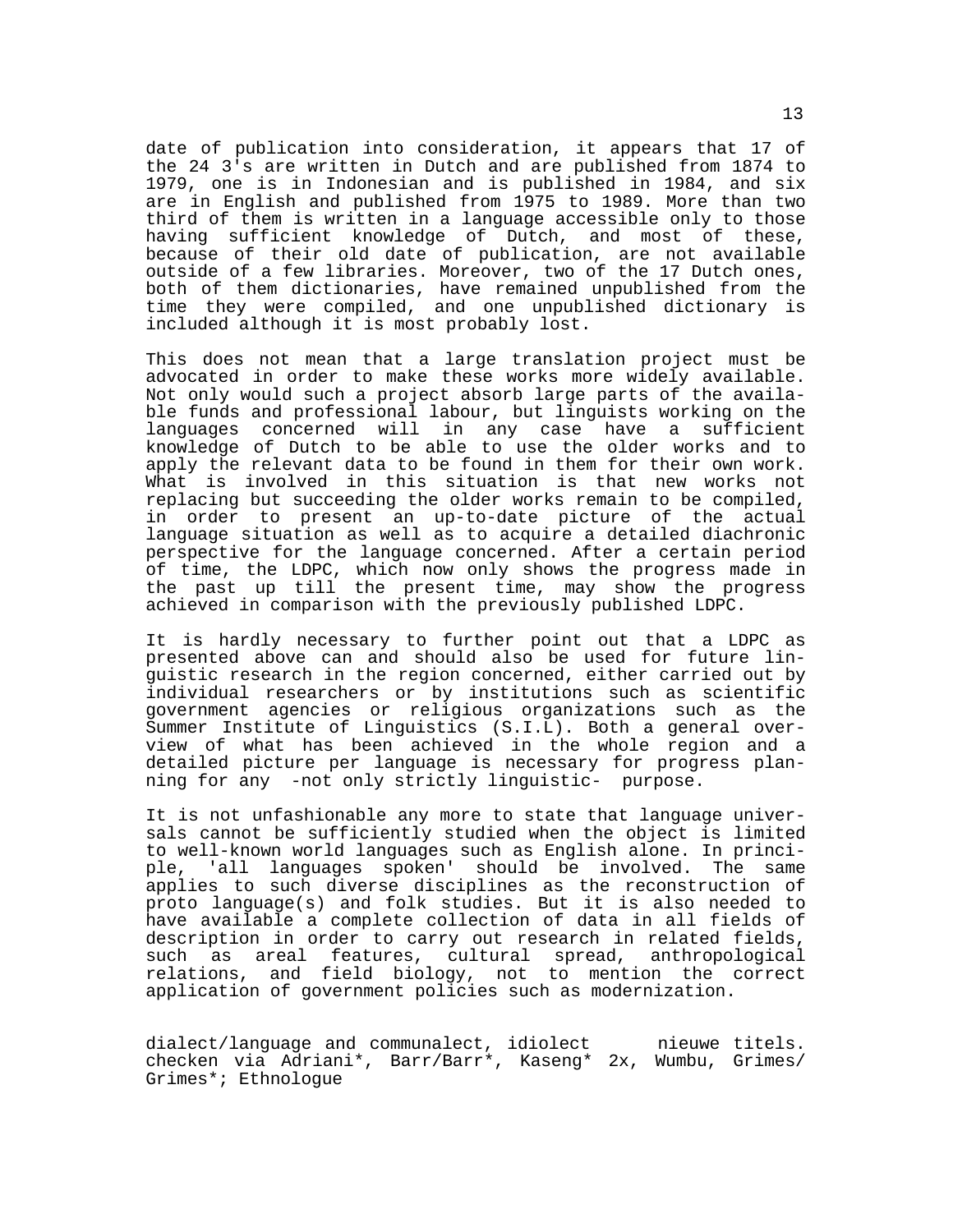date of publication into consideration, it appears that 17 of the 24 3's are written in Dutch and are published from 1874 to 1979, one is in Indonesian and is published in 1984, and six are in English and published from 1975 to 1989. More than two third of them is written in a language accessible only to those having sufficient knowledge of Dutch, and most of these, because of their old date of publication, are not available outside of a few libraries. Moreover, two of the 17 Dutch ones, both of them dictionaries, have remained unpublished from the time they were compiled, and one unpublished dictionary is included although it is most probably lost.

This does not mean that a large translation project must be advocated in order to make these works more widely available. Not only would such a project absorb large parts of the available funds and professional labour, but linguists working on the languages concerned will in any case have a sufficient knowledge of Dutch to be able to use the older works and to apply the relevant data to be found in them for their own work. What is involved in this situation is that new works not replacing but succeeding the older works remain to be compiled, in order to present an up-to-date picture of the actual language situation as well as to acquire a detailed diachronic perspective for the language concerned. After a certain period of time, the LDPC, which now only shows the progress made in the past up till the present time, may show the progress achieved in comparison with the previously published LDPC.

It is hardly necessary to further point out that a LDPC as presented above can and should also be used for future linguistic research in the region concerned, either carried out by individual researchers or by institutions such as scientific government agencies or religious organizations such as the Summer Institute of Linguistics (S.I.L). Both a general overview of what has been achieved in the whole region and a detailed picture per language is necessary for progress planning for any -not only strictly linguistic- purpose.

It is not unfashionable any more to state that language universals cannot be sufficiently studied when the object is limited to well-known world languages such as English alone. In principle, 'all languages spoken' should be involved. The same applies to such diverse disciplines as the reconstruction of proto language(s) and folk studies. But it is also needed to have available a complete collection of data in all fields of description in order to carry out research in related fields, such as areal features, cultural spread, anthropological relations, and field biology, not to mention the correct application of government policies such as modernization.

dialect/language and communalect, idiolect nieuwe titels. checken via Adriani*, Barr/Barr*, Kaseng* 2x, Wumbu, Grimes/ Grimes*; Ethnologue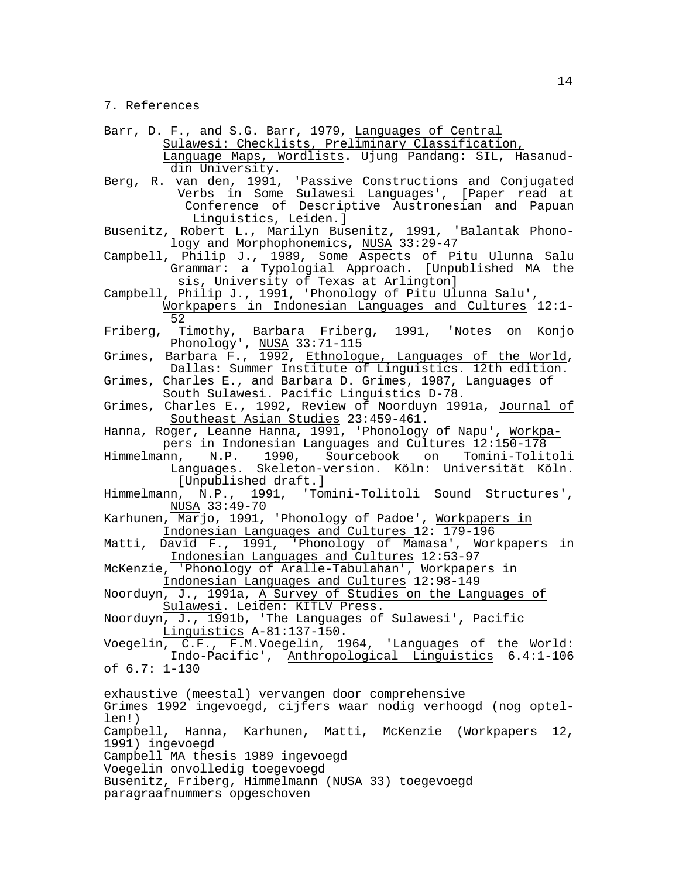## 7. References

Barr, D. F., and S.G. Barr, 1979, _Languages of Central Sulawesi: Checklists, Preliminary Classification, Language Maps, Wordlists_. Ujung Pandang: SIL, Hasanuddin University.

Berg, R. van den, 1991, 'Passive Constructions and Conjugated Verbs in Some Sulawesi Languages', [Paper read at Conference of Descriptive Austronesian and Papuan Linguistics, Leiden.]

Busenitz, Robert L., Marilyn Busenitz, 1991, 'Balantak Phonology and Morphophonemics, _NUSA_ 33:29-47

Campbell, Philip J., 1989, Some Aspects of Pitu Ulunna Salu Grammar: a Typologial Approach. [Unpublished MA thesis, University of Texas at Arlington]

Campbell, Philip J., 1991, 'Phonology of Pitu Ulunna Salu', _Workpapers in Indonesian Languages and Cultures_ 12:1-52

Friberg, Timothy, Barbara Friberg, 1991, 'Notes on Konjo Phonology', _NUSA_ 33:71-115

Grimes, Barbara F., 1992, _Ethnologue, Languages of the World_, Dallas: Summer Institute of Linguistics. 12th edition.

Grimes, Charles E., and Barbara D. Grimes, 1987, _Languages of South Sulawesi_. Pacific Linguistics D-78.

Grimes, Charles E., 1992, Review of Noorduyn 1991a, _Journal of Southeast Asian Studies_ 23:459-461.

Hanna, Roger, Leanne Hanna, 1991, 'Phonology of Napu', _Workpapers in Indonesian Languages and Cultures_ 12:150-178

Himmelmann, N.P. 1990, Sourcebook on Tomini-Tolitoli Languages. Skeleton-version. Köln: Universität Köln. [Unpublished draft.]

Himmelmann, N.P., 1991, 'Tomini-Tolitoli Sound Structures', _NUSA_ 33:49-70

Karhunen, Marjo, 1991, 'Phonology of Padoe', _Workpapers in Indonesian Languages and Cultures_ 12: 179-196

Matti, David F., 1991, 'Phonology of Mamasa', _Workpapers in Indonesian Languages and Cultures_ 12:53-97

McKenzie, 'Phonology of Aralle-Tabulahan', _Workpapers in Indonesian Languages and Cultures_ 12:98-149

Noorduyn, J., 1991a, _A Survey of Studies on the Languages of Sulawesi_. Leiden: KITLV Press.

Noorduyn, J., 1991b, 'The Languages of Sulawesi', _Pacific Linguistics_ A-81:137-150.

Voegelin, C.F., F.M.Voegelin, 1964, 'Languages of the World: Indo-Pacific', _Anthropological Linguistics_ 6.4:1-106 of 6.7: 1-130

exhaustive (meestal) vervangen door comprehensive
Grimes 1992 ingevoegd, cijfers waar nodig verhoogd (nog optellen!)
Campbell, Hanna, Karhunen, Matti, McKenzie (Workpapers 12, 1991) ingevoegd
Campbell MA thesis 1989 ingevoegd
Voegelin onvolledig toegevoegd
Busenitz, Friberg, Himmelmann (NUSA 33) toegevoegd
paragraafnummers opgeschoven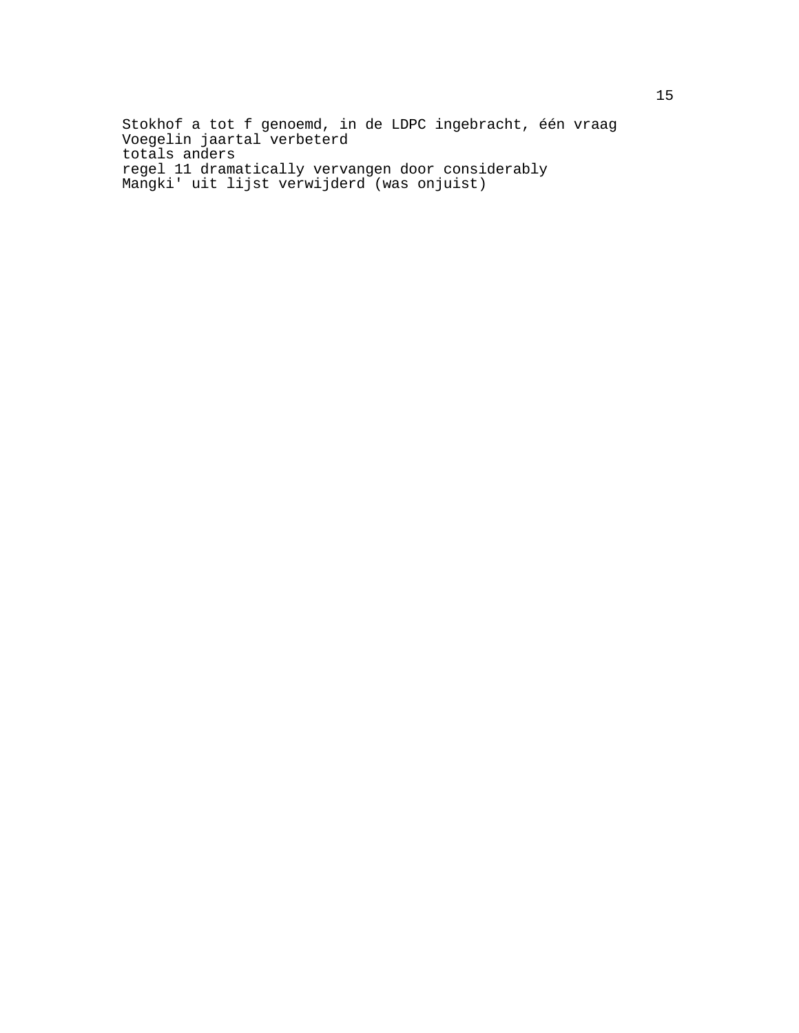Stokhof a tot f genoemd, in de LDPC ingebracht, één vraag
Voegelin jaartal verbeterd
totals anders
regel 11 dramatically vervangen door considerably
Mangki' uit lijst verwijderd (was onjuist)